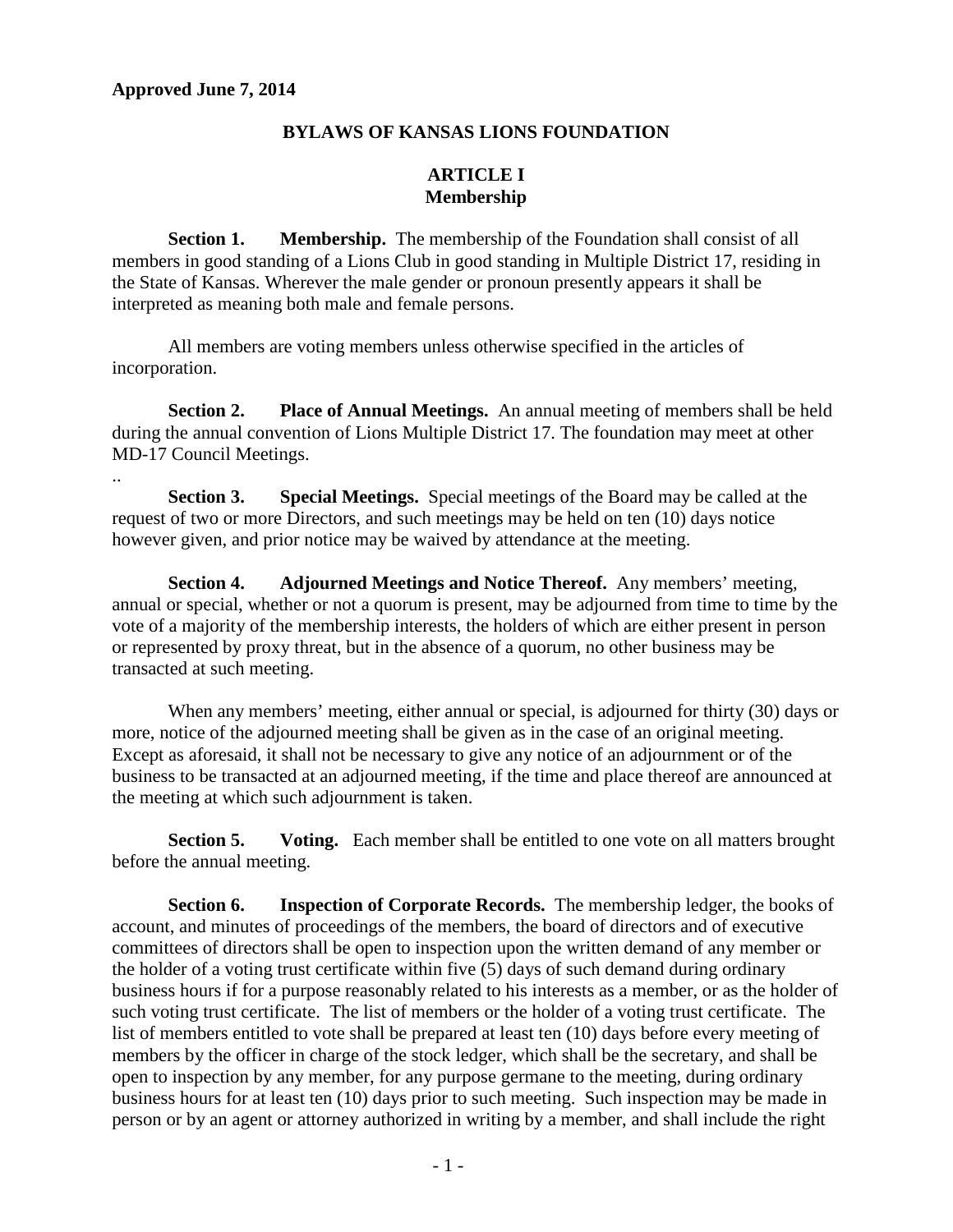**Approved June 7, 2014**

# BYLAWS OF KANSAS LIONS FOUNDATION

## ARTICLE I
## Membership

**Section 1. Membership.** The membership of the Foundation shall consist of all members in good standing of a Lions Club in good standing in Multiple District 17, residing in the State of Kansas. Wherever the male gender or pronoun presently appears it shall be interpreted as meaning both male and female persons.

All members are voting members unless otherwise specified in the articles of incorporation.

**Section 2. Place of Annual Meetings.** An annual meeting of members shall be held during the annual convention of Lions Multiple District 17. The foundation may meet at other MD-17 Council Meetings.

..

**Section 3. Special Meetings.** Special meetings of the Board may be called at the request of two or more Directors, and such meetings may be held on ten (10) days notice however given, and prior notice may be waived by attendance at the meeting.

**Section 4. Adjourned Meetings and Notice Thereof.** Any members' meeting, annual or special, whether or not a quorum is present, may be adjourned from time to time by the vote of a majority of the membership interests, the holders of which are either present in person or represented by proxy threat, but in the absence of a quorum, no other business may be transacted at such meeting.

When any members' meeting, either annual or special, is adjourned for thirty (30) days or more, notice of the adjourned meeting shall be given as in the case of an original meeting. Except as aforesaid, it shall not be necessary to give any notice of an adjournment or of the business to be transacted at an adjourned meeting, if the time and place thereof are announced at the meeting at which such adjournment is taken.

**Section 5. Voting.** Each member shall be entitled to one vote on all matters brought before the annual meeting.

**Section 6. Inspection of Corporate Records.** The membership ledger, the books of account, and minutes of proceedings of the members, the board of directors and of executive committees of directors shall be open to inspection upon the written demand of any member or the holder of a voting trust certificate within five (5) days of such demand during ordinary business hours if for a purpose reasonably related to his interests as a member, or as the holder of such voting trust certificate. The list of members or the holder of a voting trust certificate. The list of members entitled to vote shall be prepared at least ten (10) days before every meeting of members by the officer in charge of the stock ledger, which shall be the secretary, and shall be open to inspection by any member, for any purpose germane to the meeting, during ordinary business hours for at least ten (10) days prior to such meeting. Such inspection may be made in person or by an agent or attorney authorized in writing by a member, and shall include the right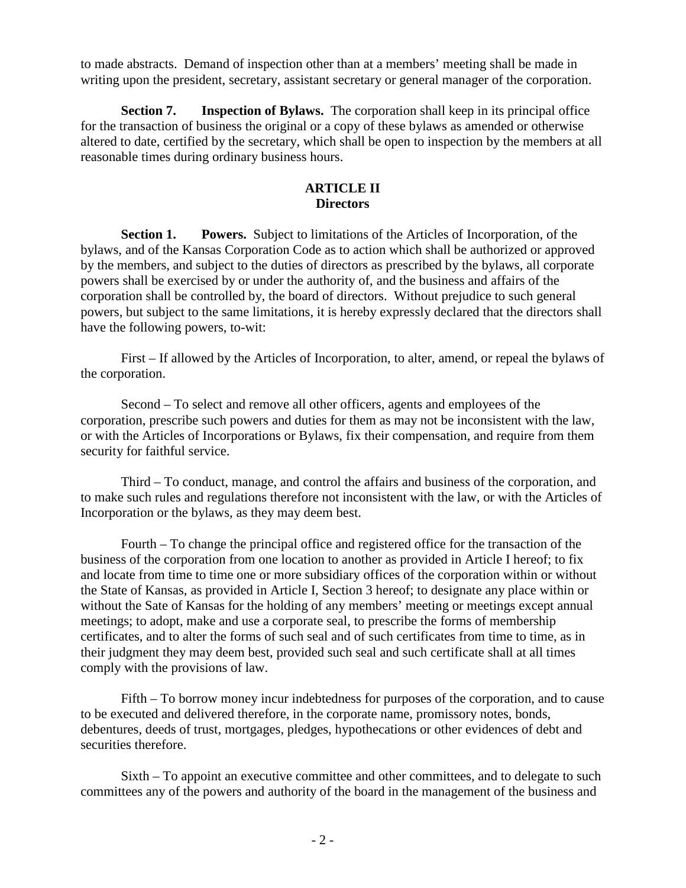to made abstracts. Demand of inspection other than at a members' meeting shall be made in writing upon the president, secretary, assistant secretary or general manager of the corporation.

**Section 7. Inspection of Bylaws.** The corporation shall keep in its principal office for the transaction of business the original or a copy of these bylaws as amended or otherwise altered to date, certified by the secretary, which shall be open to inspection by the members at all reasonable times during ordinary business hours.

## ARTICLE II
## Directors

**Section 1. Powers.** Subject to limitations of the Articles of Incorporation, of the bylaws, and of the Kansas Corporation Code as to action which shall be authorized or approved by the members, and subject to the duties of directors as prescribed by the bylaws, all corporate powers shall be exercised by or under the authority of, and the business and affairs of the corporation shall be controlled by, the board of directors. Without prejudice to such general powers, but subject to the same limitations, it is hereby expressly declared that the directors shall have the following powers, to-wit:

First – If allowed by the Articles of Incorporation, to alter, amend, or repeal the bylaws of the corporation.

Second – To select and remove all other officers, agents and employees of the corporation, prescribe such powers and duties for them as may not be inconsistent with the law, or with the Articles of Incorporations or Bylaws, fix their compensation, and require from them security for faithful service.

Third – To conduct, manage, and control the affairs and business of the corporation, and to make such rules and regulations therefore not inconsistent with the law, or with the Articles of Incorporation or the bylaws, as they may deem best.

Fourth – To change the principal office and registered office for the transaction of the business of the corporation from one location to another as provided in Article I hereof; to fix and locate from time to time one or more subsidiary offices of the corporation within or without the State of Kansas, as provided in Article I, Section 3 hereof; to designate any place within or without the Sate of Kansas for the holding of any members' meeting or meetings except annual meetings; to adopt, make and use a corporate seal, to prescribe the forms of membership certificates, and to alter the forms of such seal and of such certificates from time to time, as in their judgment they may deem best, provided such seal and such certificate shall at all times comply with the provisions of law.

Fifth – To borrow money incur indebtedness for purposes of the corporation, and to cause to be executed and delivered therefore, in the corporate name, promissory notes, bonds, debentures, deeds of trust, mortgages, pledges, hypothecations or other evidences of debt and securities therefore.

Sixth – To appoint an executive committee and other committees, and to delegate to such committees any of the powers and authority of the board in the management of the business and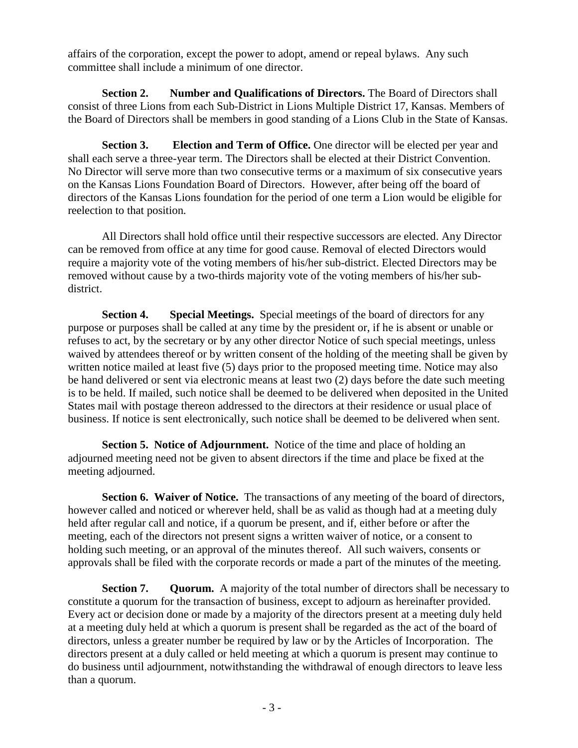affairs of the corporation, except the power to adopt, amend or repeal bylaws. Any such committee shall include a minimum of one director.

**Section 2. Number and Qualifications of Directors.** The Board of Directors shall consist of three Lions from each Sub-District in Lions Multiple District 17, Kansas. Members of the Board of Directors shall be members in good standing of a Lions Club in the State of Kansas.

**Section 3. Election and Term of Office.** One director will be elected per year and shall each serve a three-year term. The Directors shall be elected at their District Convention. No Director will serve more than two consecutive terms or a maximum of six consecutive years on the Kansas Lions Foundation Board of Directors. However, after being off the board of directors of the Kansas Lions foundation for the period of one term a Lion would be eligible for reelection to that position.

All Directors shall hold office until their respective successors are elected. Any Director can be removed from office at any time for good cause. Removal of elected Directors would require a majority vote of the voting members of his/her sub-district. Elected Directors may be removed without cause by a two-thirds majority vote of the voting members of his/her sub-district.

**Section 4. Special Meetings.** Special meetings of the board of directors for any purpose or purposes shall be called at any time by the president or, if he is absent or unable or refuses to act, by the secretary or by any other director Notice of such special meetings, unless waived by attendees thereof or by written consent of the holding of the meeting shall be given by written notice mailed at least five (5) days prior to the proposed meeting time. Notice may also be hand delivered or sent via electronic means at least two (2) days before the date such meeting is to be held. If mailed, such notice shall be deemed to be delivered when deposited in the United States mail with postage thereon addressed to the directors at their residence or usual place of business. If notice is sent electronically, such notice shall be deemed to be delivered when sent.

**Section 5. Notice of Adjournment.** Notice of the time and place of holding an adjourned meeting need not be given to absent directors if the time and place be fixed at the meeting adjourned.

**Section 6. Waiver of Notice.** The transactions of any meeting of the board of directors, however called and noticed or wherever held, shall be as valid as though had at a meeting duly held after regular call and notice, if a quorum be present, and if, either before or after the meeting, each of the directors not present signs a written waiver of notice, or a consent to holding such meeting, or an approval of the minutes thereof. All such waivers, consents or approvals shall be filed with the corporate records or made a part of the minutes of the meeting.

**Section 7. Quorum.** A majority of the total number of directors shall be necessary to constitute a quorum for the transaction of business, except to adjourn as hereinafter provided. Every act or decision done or made by a majority of the directors present at a meeting duly held at a meeting duly held at which a quorum is present shall be regarded as the act of the board of directors, unless a greater number be required by law or by the Articles of Incorporation. The directors present at a duly called or held meeting at which a quorum is present may continue to do business until adjournment, notwithstanding the withdrawal of enough directors to leave less than a quorum.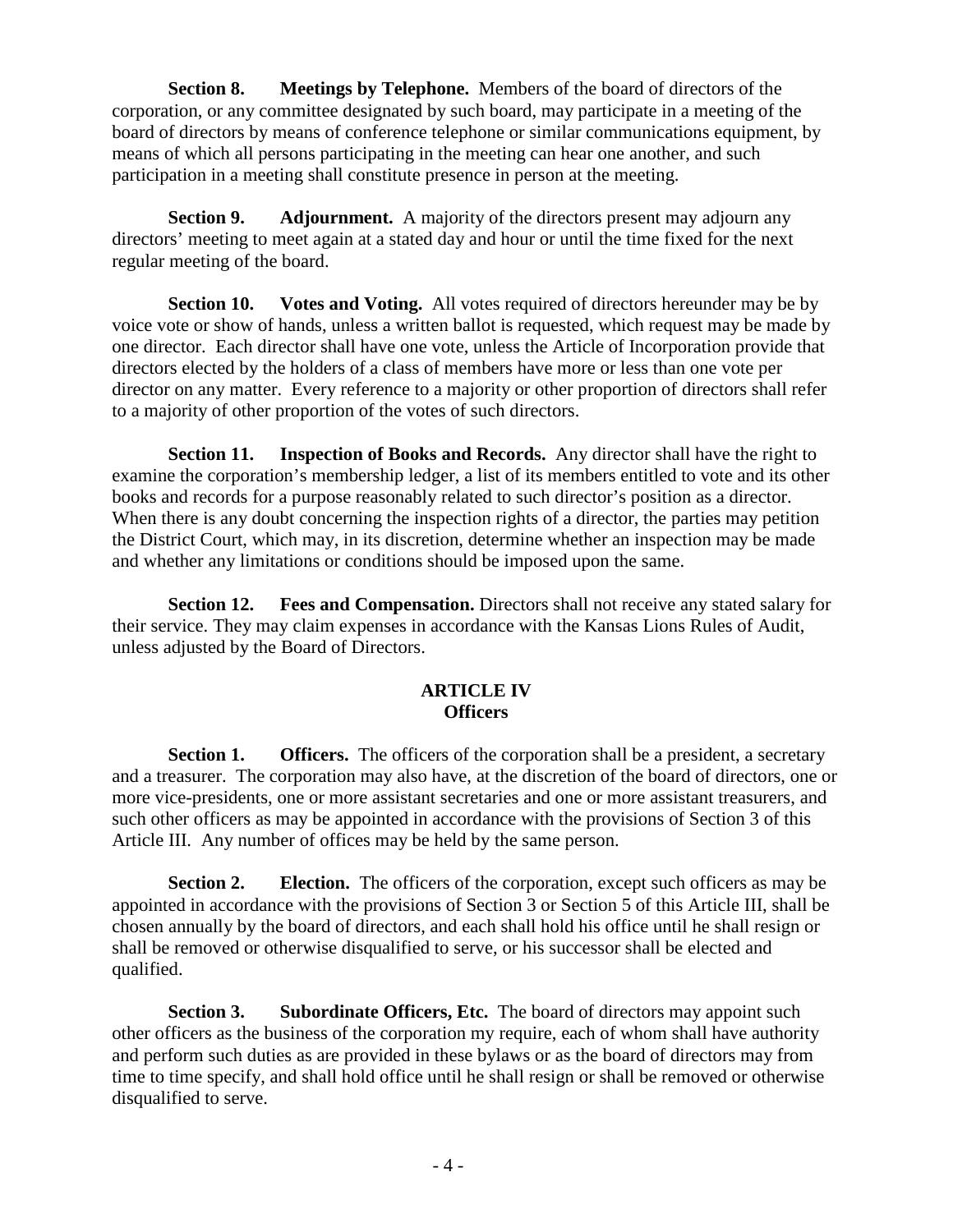**Section 8. Meetings by Telephone.** Members of the board of directors of the corporation, or any committee designated by such board, may participate in a meeting of the board of directors by means of conference telephone or similar communications equipment, by means of which all persons participating in the meeting can hear one another, and such participation in a meeting shall constitute presence in person at the meeting.

**Section 9. Adjournment.** A majority of the directors present may adjourn any directors' meeting to meet again at a stated day and hour or until the time fixed for the next regular meeting of the board.

**Section 10. Votes and Voting.** All votes required of directors hereunder may be by voice vote or show of hands, unless a written ballot is requested, which request may be made by one director. Each director shall have one vote, unless the Article of Incorporation provide that directors elected by the holders of a class of members have more or less than one vote per director on any matter. Every reference to a majority or other proportion of directors shall refer to a majority of other proportion of the votes of such directors.

**Section 11. Inspection of Books and Records.** Any director shall have the right to examine the corporation's membership ledger, a list of its members entitled to vote and its other books and records for a purpose reasonably related to such director's position as a director. When there is any doubt concerning the inspection rights of a director, the parties may petition the District Court, which may, in its discretion, determine whether an inspection may be made and whether any limitations or conditions should be imposed upon the same.

**Section 12. Fees and Compensation.** Directors shall not receive any stated salary for their service. They may claim expenses in accordance with the Kansas Lions Rules of Audit, unless adjusted by the Board of Directors.

## ARTICLE IV
## Officers

**Section 1. Officers.** The officers of the corporation shall be a president, a secretary and a treasurer. The corporation may also have, at the discretion of the board of directors, one or more vice-presidents, one or more assistant secretaries and one or more assistant treasurers, and such other officers as may be appointed in accordance with the provisions of Section 3 of this Article III. Any number of offices may be held by the same person.

**Section 2. Election.** The officers of the corporation, except such officers as may be appointed in accordance with the provisions of Section 3 or Section 5 of this Article III, shall be chosen annually by the board of directors, and each shall hold his office until he shall resign or shall be removed or otherwise disqualified to serve, or his successor shall be elected and qualified.

**Section 3. Subordinate Officers, Etc.** The board of directors may appoint such other officers as the business of the corporation my require, each of whom shall have authority and perform such duties as are provided in these bylaws or as the board of directors may from time to time specify, and shall hold office until he shall resign or shall be removed or otherwise disqualified to serve.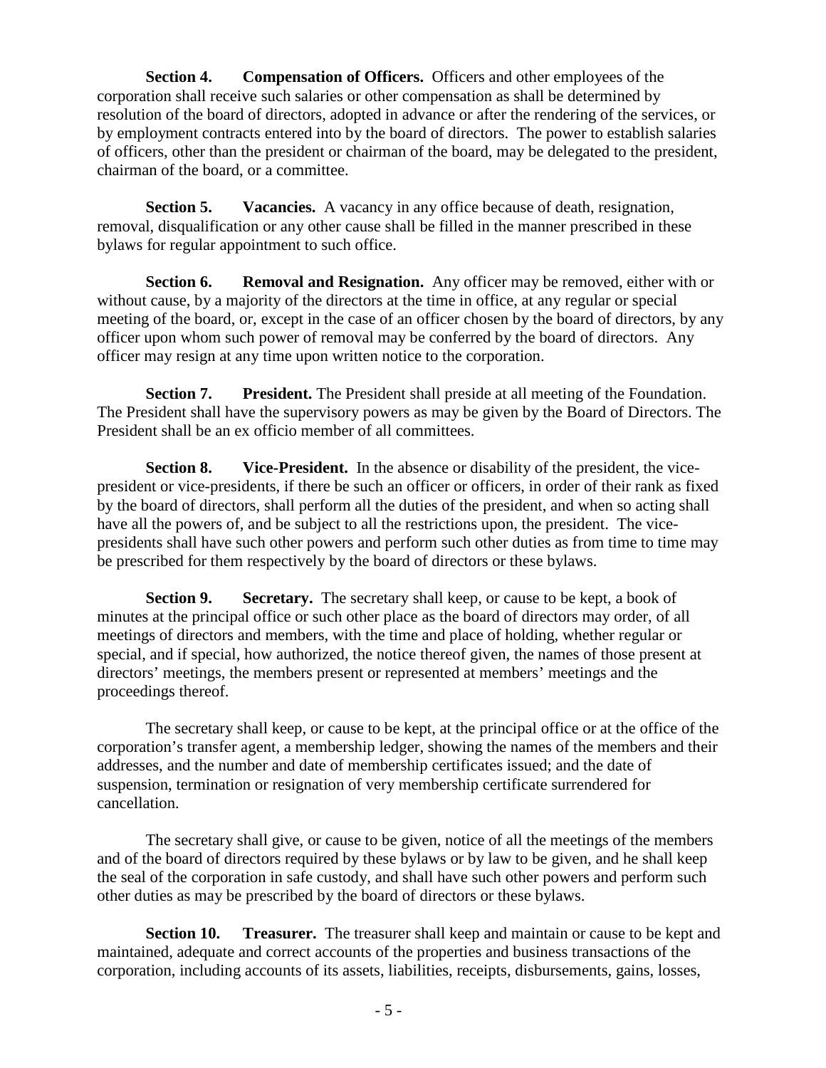**Section 4. Compensation of Officers.** Officers and other employees of the corporation shall receive such salaries or other compensation as shall be determined by resolution of the board of directors, adopted in advance or after the rendering of the services, or by employment contracts entered into by the board of directors. The power to establish salaries of officers, other than the president or chairman of the board, may be delegated to the president, chairman of the board, or a committee.

**Section 5. Vacancies.** A vacancy in any office because of death, resignation, removal, disqualification or any other cause shall be filled in the manner prescribed in these bylaws for regular appointment to such office.

**Section 6. Removal and Resignation.** Any officer may be removed, either with or without cause, by a majority of the directors at the time in office, at any regular or special meeting of the board, or, except in the case of an officer chosen by the board of directors, by any officer upon whom such power of removal may be conferred by the board of directors. Any officer may resign at any time upon written notice to the corporation.

**Section 7. President.** The President shall preside at all meeting of the Foundation. The President shall have the supervisory powers as may be given by the Board of Directors. The President shall be an ex officio member of all committees.

**Section 8. Vice-President.** In the absence or disability of the president, the vice-president or vice-presidents, if there be such an officer or officers, in order of their rank as fixed by the board of directors, shall perform all the duties of the president, and when so acting shall have all the powers of, and be subject to all the restrictions upon, the president. The vice-presidents shall have such other powers and perform such other duties as from time to time may be prescribed for them respectively by the board of directors or these bylaws.

**Section 9. Secretary.** The secretary shall keep, or cause to be kept, a book of minutes at the principal office or such other place as the board of directors may order, of all meetings of directors and members, with the time and place of holding, whether regular or special, and if special, how authorized, the notice thereof given, the names of those present at directors' meetings, the members present or represented at members' meetings and the proceedings thereof.

The secretary shall keep, or cause to be kept, at the principal office or at the office of the corporation's transfer agent, a membership ledger, showing the names of the members and their addresses, and the number and date of membership certificates issued; and the date of suspension, termination or resignation of very membership certificate surrendered for cancellation.

The secretary shall give, or cause to be given, notice of all the meetings of the members and of the board of directors required by these bylaws or by law to be given, and he shall keep the seal of the corporation in safe custody, and shall have such other powers and perform such other duties as may be prescribed by the board of directors or these bylaws.

**Section 10. Treasurer.** The treasurer shall keep and maintain or cause to be kept and maintained, adequate and correct accounts of the properties and business transactions of the corporation, including accounts of its assets, liabilities, receipts, disbursements, gains, losses,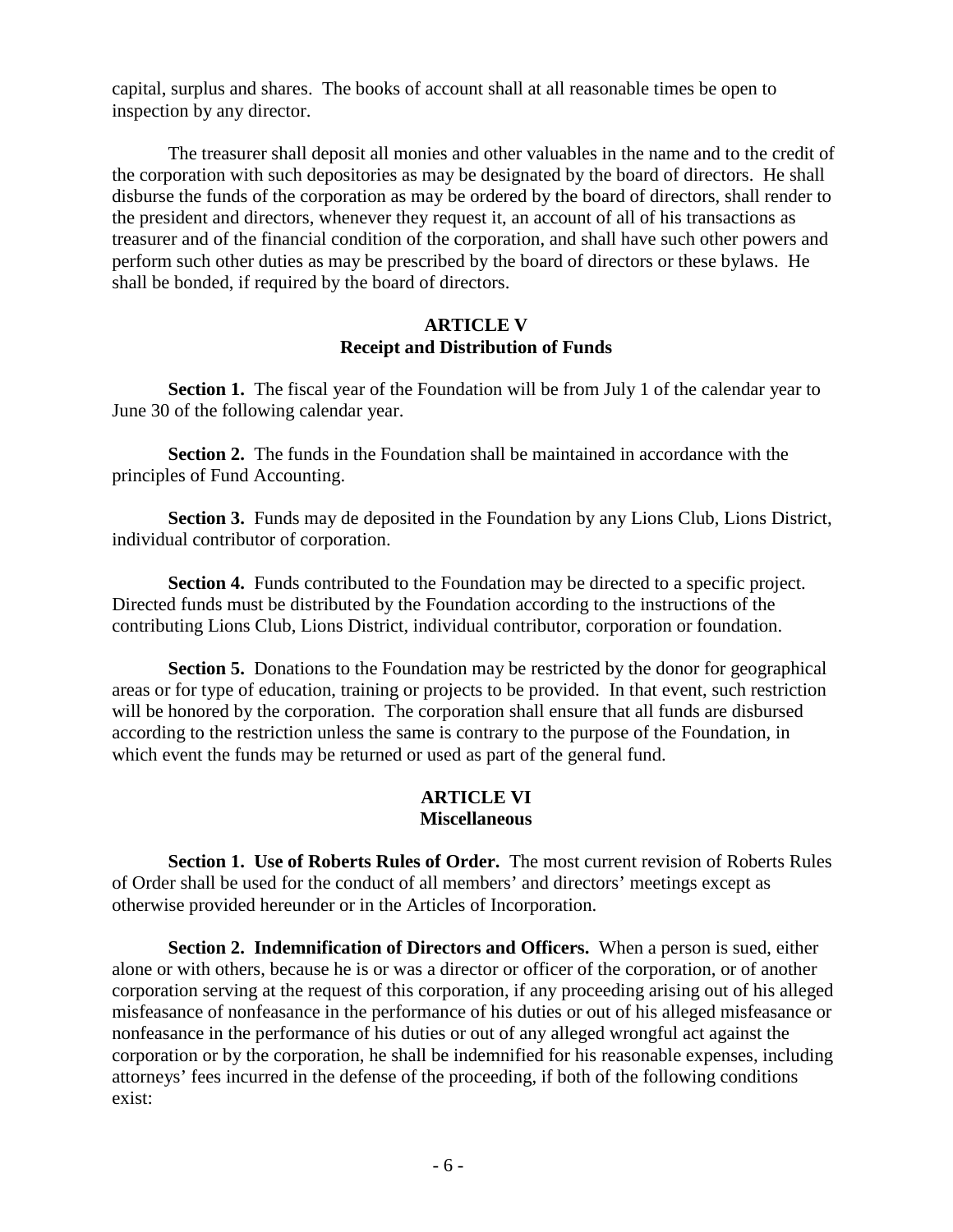capital, surplus and shares. The books of account shall at all reasonable times be open to inspection by any director.

The treasurer shall deposit all monies and other valuables in the name and to the credit of the corporation with such depositories as may be designated by the board of directors. He shall disburse the funds of the corporation as may be ordered by the board of directors, shall render to the president and directors, whenever they request it, an account of all of his transactions as treasurer and of the financial condition of the corporation, and shall have such other powers and perform such other duties as may be prescribed by the board of directors or these bylaws. He shall be bonded, if required by the board of directors.

## ARTICLE V
## Receipt and Distribution of Funds

**Section 1.** The fiscal year of the Foundation will be from July 1 of the calendar year to June 30 of the following calendar year.

**Section 2.** The funds in the Foundation shall be maintained in accordance with the principles of Fund Accounting.

**Section 3.** Funds may de deposited in the Foundation by any Lions Club, Lions District, individual contributor of corporation.

**Section 4.** Funds contributed to the Foundation may be directed to a specific project. Directed funds must be distributed by the Foundation according to the instructions of the contributing Lions Club, Lions District, individual contributor, corporation or foundation.

**Section 5.** Donations to the Foundation may be restricted by the donor for geographical areas or for type of education, training or projects to be provided. In that event, such restriction will be honored by the corporation. The corporation shall ensure that all funds are disbursed according to the restriction unless the same is contrary to the purpose of the Foundation, in which event the funds may be returned or used as part of the general fund.

## ARTICLE VI
## Miscellaneous

**Section 1. Use of Roberts Rules of Order.** The most current revision of Roberts Rules of Order shall be used for the conduct of all members' and directors' meetings except as otherwise provided hereunder or in the Articles of Incorporation.

**Section 2. Indemnification of Directors and Officers.** When a person is sued, either alone or with others, because he is or was a director or officer of the corporation, or of another corporation serving at the request of this corporation, if any proceeding arising out of his alleged misfeasance of nonfeasance in the performance of his duties or out of his alleged misfeasance or nonfeasance in the performance of his duties or out of any alleged wrongful act against the corporation or by the corporation, he shall be indemnified for his reasonable expenses, including attorneys' fees incurred in the defense of the proceeding, if both of the following conditions exist: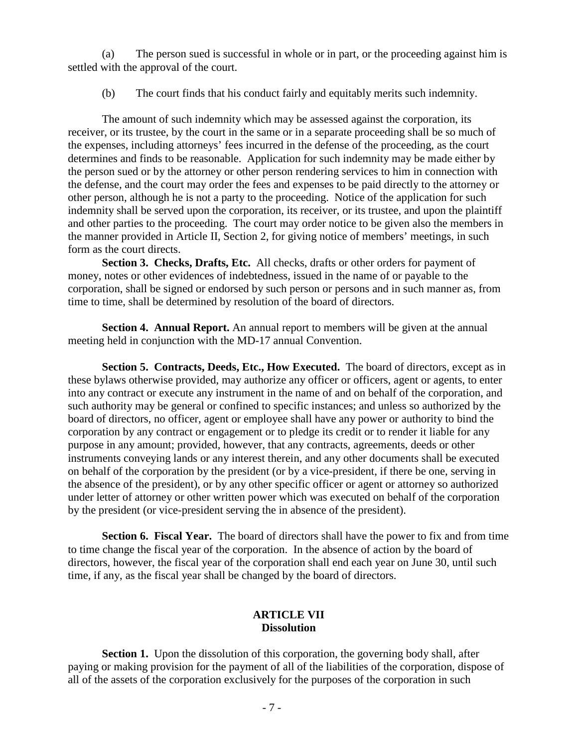(a) The person sued is successful in whole or in part, or the proceeding against him is settled with the approval of the court.

(b) The court finds that his conduct fairly and equitably merits such indemnity.

The amount of such indemnity which may be assessed against the corporation, its receiver, or its trustee, by the court in the same or in a separate proceeding shall be so much of the expenses, including attorneys' fees incurred in the defense of the proceeding, as the court determines and finds to be reasonable. Application for such indemnity may be made either by the person sued or by the attorney or other person rendering services to him in connection with the defense, and the court may order the fees and expenses to be paid directly to the attorney or other person, although he is not a party to the proceeding. Notice of the application for such indemnity shall be served upon the corporation, its receiver, or its trustee, and upon the plaintiff and other parties to the proceeding. The court may order notice to be given also the members in the manner provided in Article II, Section 2, for giving notice of members' meetings, in such form as the court directs.

**Section 3. Checks, Drafts, Etc.** All checks, drafts or other orders for payment of money, notes or other evidences of indebtedness, issued in the name of or payable to the corporation, shall be signed or endorsed by such person or persons and in such manner as, from time to time, shall be determined by resolution of the board of directors.

**Section 4. Annual Report.** An annual report to members will be given at the annual meeting held in conjunction with the MD-17 annual Convention.

**Section 5. Contracts, Deeds, Etc., How Executed.** The board of directors, except as in these bylaws otherwise provided, may authorize any officer or officers, agent or agents, to enter into any contract or execute any instrument in the name of and on behalf of the corporation, and such authority may be general or confined to specific instances; and unless so authorized by the board of directors, no officer, agent or employee shall have any power or authority to bind the corporation by any contract or engagement or to pledge its credit or to render it liable for any purpose in any amount; provided, however, that any contracts, agreements, deeds or other instruments conveying lands or any interest therein, and any other documents shall be executed on behalf of the corporation by the president (or by a vice-president, if there be one, serving in the absence of the president), or by any other specific officer or agent or attorney so authorized under letter of attorney or other written power which was executed on behalf of the corporation by the president (or vice-president serving the in absence of the president).

**Section 6. Fiscal Year.** The board of directors shall have the power to fix and from time to time change the fiscal year of the corporation. In the absence of action by the board of directors, however, the fiscal year of the corporation shall end each year on June 30, until such time, if any, as the fiscal year shall be changed by the board of directors.

## ARTICLE VII
## Dissolution

**Section 1.** Upon the dissolution of this corporation, the governing body shall, after paying or making provision for the payment of all of the liabilities of the corporation, dispose of all of the assets of the corporation exclusively for the purposes of the corporation in such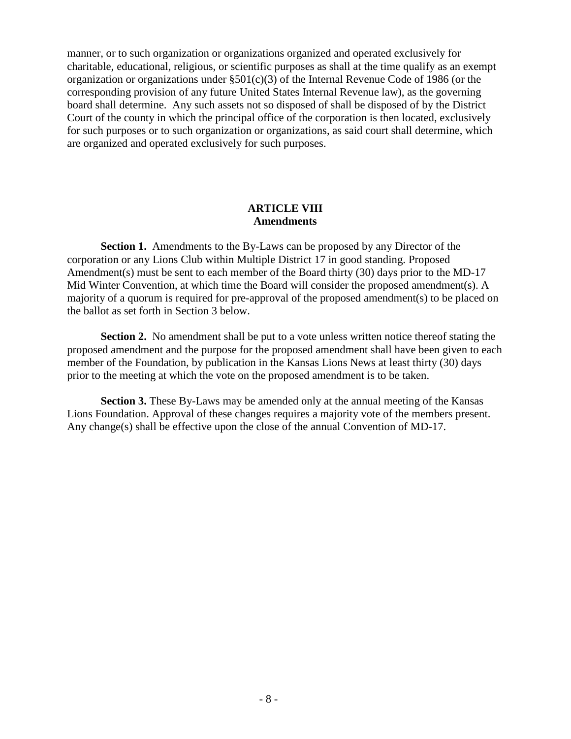manner, or to such organization or organizations organized and operated exclusively for charitable, educational, religious, or scientific purposes as shall at the time qualify as an exempt organization or organizations under §501(c)(3) of the Internal Revenue Code of 1986 (or the corresponding provision of any future United States Internal Revenue law), as the governing board shall determine. Any such assets not so disposed of shall be disposed of by the District Court of the county in which the principal office of the corporation is then located, exclusively for such purposes or to such organization or organizations, as said court shall determine, which are organized and operated exclusively for such purposes.

## ARTICLE VIII
## Amendments

**Section 1.** Amendments to the By-Laws can be proposed by any Director of the corporation or any Lions Club within Multiple District 17 in good standing. Proposed Amendment(s) must be sent to each member of the Board thirty (30) days prior to the MD-17 Mid Winter Convention, at which time the Board will consider the proposed amendment(s). A majority of a quorum is required for pre-approval of the proposed amendment(s) to be placed on the ballot as set forth in Section 3 below.

**Section 2.** No amendment shall be put to a vote unless written notice thereof stating the proposed amendment and the purpose for the proposed amendment shall have been given to each member of the Foundation, by publication in the Kansas Lions News at least thirty (30) days prior to the meeting at which the vote on the proposed amendment is to be taken.

**Section 3.** These By-Laws may be amended only at the annual meeting of the Kansas Lions Foundation. Approval of these changes requires a majority vote of the members present. Any change(s) shall be effective upon the close of the annual Convention of MD-17.